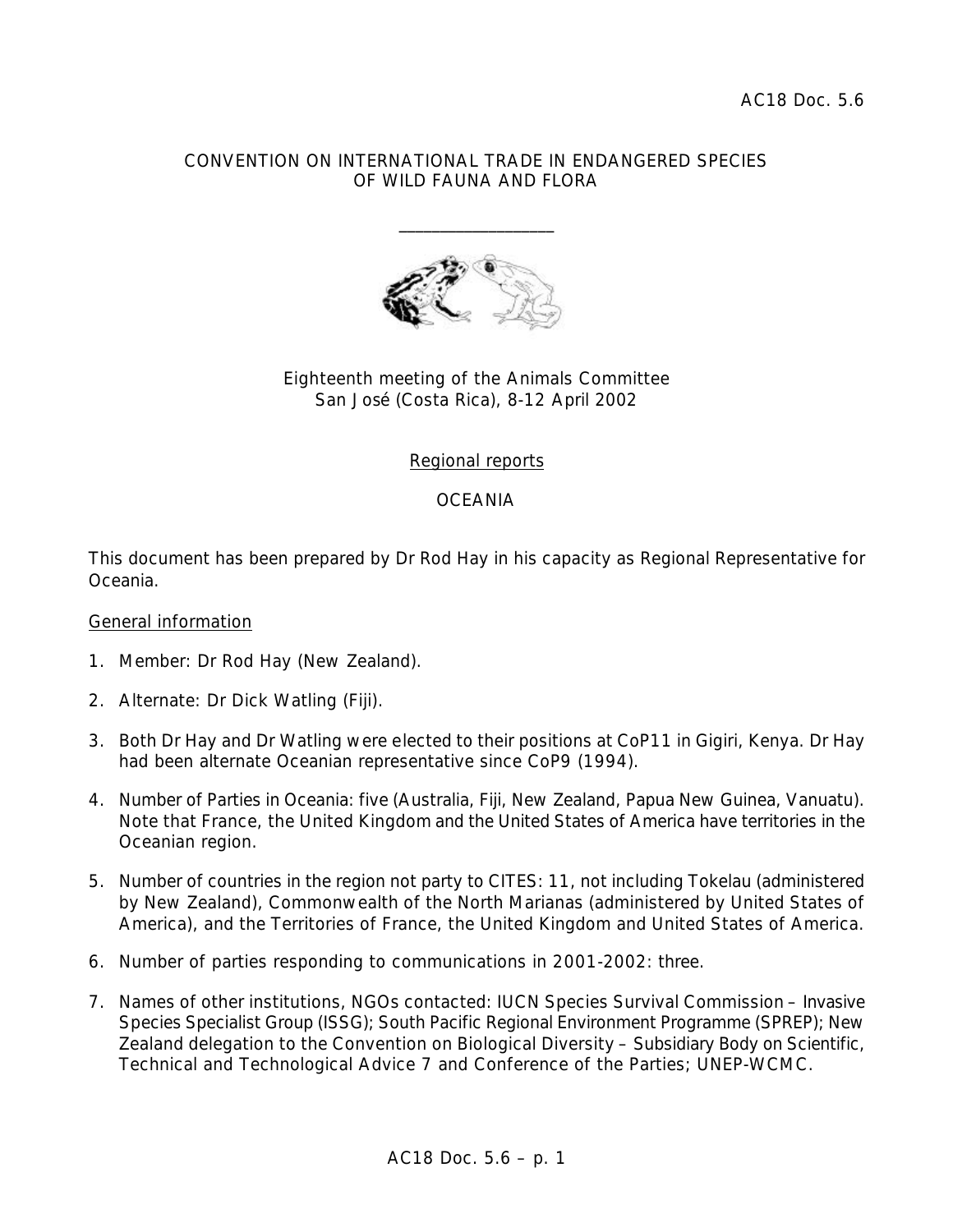AC18 Doc. 5.6

CONVENTION ON INTERNATIONAL TRADE IN ENDANGERED SPECIES
OF WILD FAUNA AND FLORA

\_\_\_\_\_\_\_\_\_\_\_\_\_\_\_\_\_\_\_\_

Eighteenth meeting of the Animals Committee
San José (Costa Rica), 8-12 April 2002

Regional reports

OCEANIA

This document has been prepared by Dr Rod Hay in his capacity as Regional Representative for Oceania.

General information

1. Member: Dr Rod Hay (New Zealand).

2. Alternate: Dr Dick Watling (Fiji).

3. Both Dr Hay and Dr Watling were elected to their positions at CoP11 in Gigiri, Kenya. Dr Hay had been alternate Oceanian representative since CoP9 (1994).

4. Number of Parties in Oceania: five (Australia, Fiji, New Zealand, Papua New Guinea, Vanuatu). Note that France, the United Kingdom and the United States of America have territories in the Oceanian region.

5. Number of countries in the region not party to CITES: 11, not including Tokelau (administered by New Zealand), Commonwealth of the North Marianas (administered by United States of America), and the Territories of France, the United Kingdom and United States of America.

6. Number of parties responding to communications in 2001-2002: three.

7. Names of other institutions, NGOs contacted: IUCN Species Survival Commission – Invasive Species Specialist Group (ISSG); South Pacific Regional Environment Programme (SPREP); New Zealand delegation to the Convention on Biological Diversity – Subsidiary Body on Scientific, Technical and Technological Advice 7 and Conference of the Parties; UNEP-WCMC.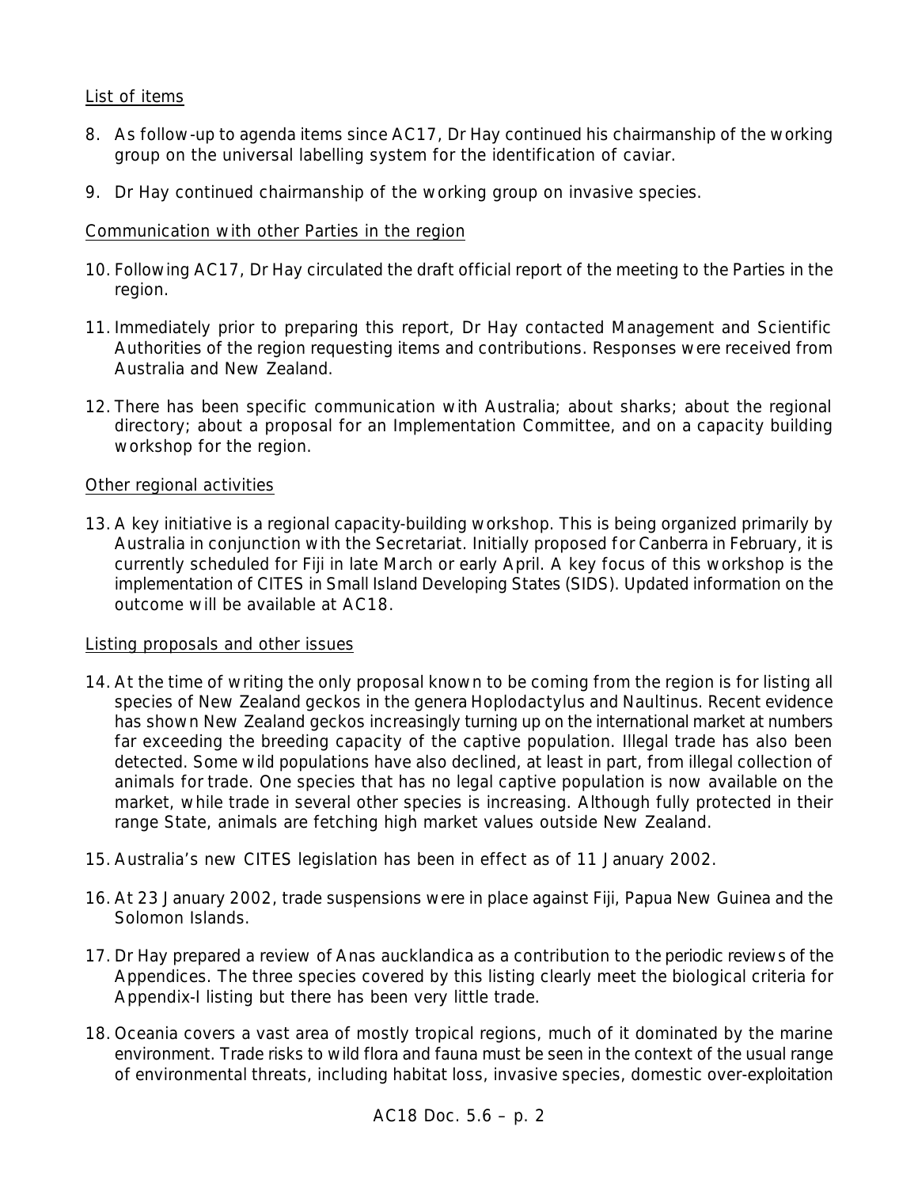List of items

8. As follow-up to agenda items since AC17, Dr Hay continued his chairmanship of the working group on the universal labelling system for the identification of caviar.

9. Dr Hay continued chairmanship of the working group on invasive species.

Communication with other Parties in the region

10. Following AC17, Dr Hay circulated the draft official report of the meeting to the Parties in the region.

11. Immediately prior to preparing this report, Dr Hay contacted Management and Scientific Authorities of the region requesting items and contributions. Responses were received from Australia and New Zealand.

12. There has been specific communication with Australia; about sharks; about the regional directory; about a proposal for an Implementation Committee, and on a capacity building workshop for the region.

Other regional activities

13. A key initiative is a regional capacity-building workshop. This is being organized primarily by Australia in conjunction with the Secretariat. Initially proposed for Canberra in February, it is currently scheduled for Fiji in late March or early April. A key focus of this workshop is the implementation of CITES in Small Island Developing States (SIDS). Updated information on the outcome will be available at AC18.

Listing proposals and other issues

14. At the time of writing the only proposal known to be coming from the region is for listing all species of New Zealand geckos in the genera *Hoplodactylus* and *Naultinus*. Recent evidence has shown New Zealand geckos increasingly turning up on the international market at numbers far exceeding the breeding capacity of the captive population. Illegal trade has also been detected. Some wild populations have also declined, at least in part, from illegal collection of animals for trade. One species that has no legal captive population is now available on the market, while trade in several other species is increasing. Although fully protected in their range State, animals are fetching high market values outside New Zealand.

15. Australia's new CITES legislation has been in effect as of 11 January 2002.

16. At 23 January 2002, trade suspensions were in place against Fiji, Papua New Guinea and the Solomon Islands.

17. Dr Hay prepared a review of *Anas aucklandica* as a contribution to the periodic reviews of the Appendices. The three species covered by this listing clearly meet the biological criteria for Appendix-I listing but there has been very little trade.

18. Oceania covers a vast area of mostly tropical regions, much of it dominated by the marine environment. Trade risks to wild flora and fauna must be seen in the context of the usual range of environmental threats, including habitat loss, invasive species, domestic over-exploitation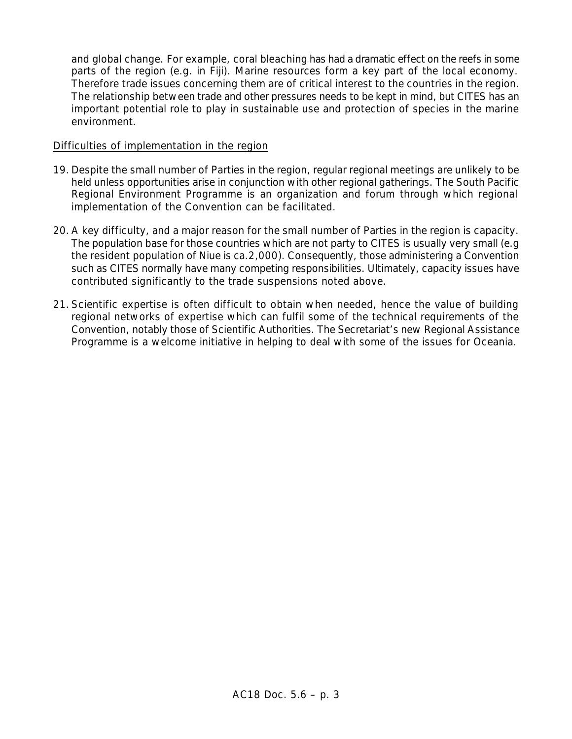and global change. For example, coral bleaching has had a dramatic effect on the reefs in some parts of the region (e.g. in Fiji). Marine resources form a key part of the local economy. Therefore trade issues concerning them are of critical interest to the countries in the region. The relationship between trade and other pressures needs to be kept in mind, but CITES has an important potential role to play in sustainable use and protection of species in the marine environment.

<u>Difficulties of implementation in the region</u>

19. Despite the small number of Parties in the region, regular regional meetings are unlikely to be held unless opportunities arise in conjunction with other regional gatherings. The South Pacific Regional Environment Programme is an organization and forum through which regional implementation of the Convention can be facilitated.

20. A key difficulty, and a major reason for the small number of Parties in the region is capacity. The population base for those countries which are not party to CITES is usually very small (e.g the resident population of Niue is ca.2,000). Consequently, those administering a Convention such as CITES normally have many competing responsibilities. Ultimately, capacity issues have contributed significantly to the trade suspensions noted above.

21. Scientific expertise is often difficult to obtain when needed, hence the value of building regional networks of expertise which can fulfil some of the technical requirements of the Convention, notably those of Scientific Authorities. The Secretariat's new Regional Assistance Programme is a welcome initiative in helping to deal with some of the issues for Oceania.